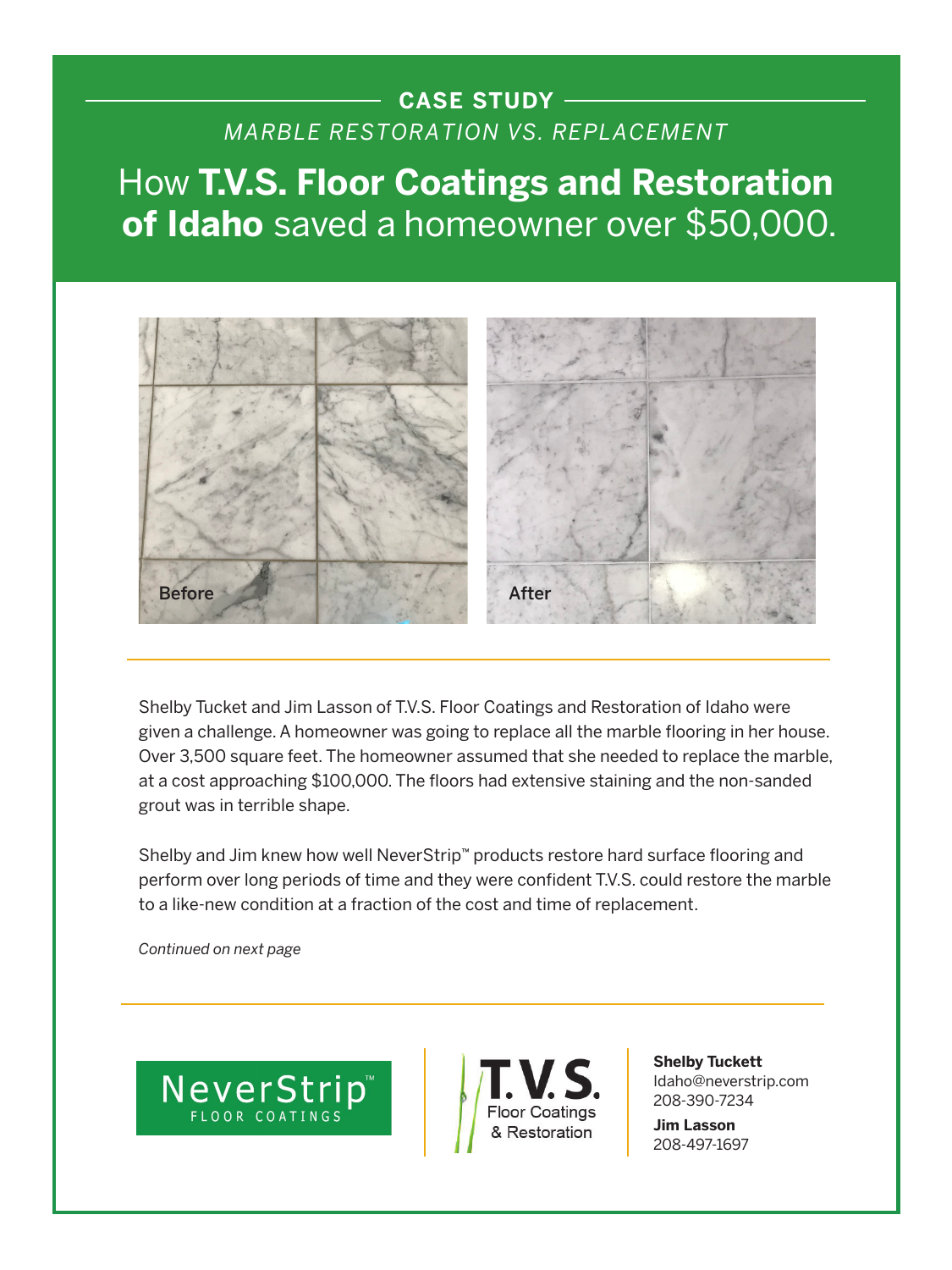**CASE STUDY**

*MARBLE RESTORATION VS. REPLACEMENT*

# How **T.V.S. Floor Coatings and Restoration of Idaho** saved a homeowner over $50,000.

Before

After

Shelby Tucket and Jim Lasson of T.V.S. Floor Coatings and Restoration of Idaho were given a challenge. A homeowner was going to replace all the marble flooring in her house. Over 3,500 square feet. The homeowner assumed that she needed to replace the marble, at a cost approaching $100,000. The floors had extensive staining and the non-sanded grout was in terrible shape.

Shelby and Jim knew how well NeverStrip™ products restore hard surface flooring and perform over long periods of time and they were confident T.V.S. could restore the marble to a like-new condition at a fraction of the cost and time of replacement.

*Continued on next page*

NeverStrip™ FLOOR COATINGS

T.V.S. Floor Coatings & Restoration

**Shelby Tuckett**
Idaho@neverstrip.com
208-390-7234

**Jim Lasson**
208-497-1697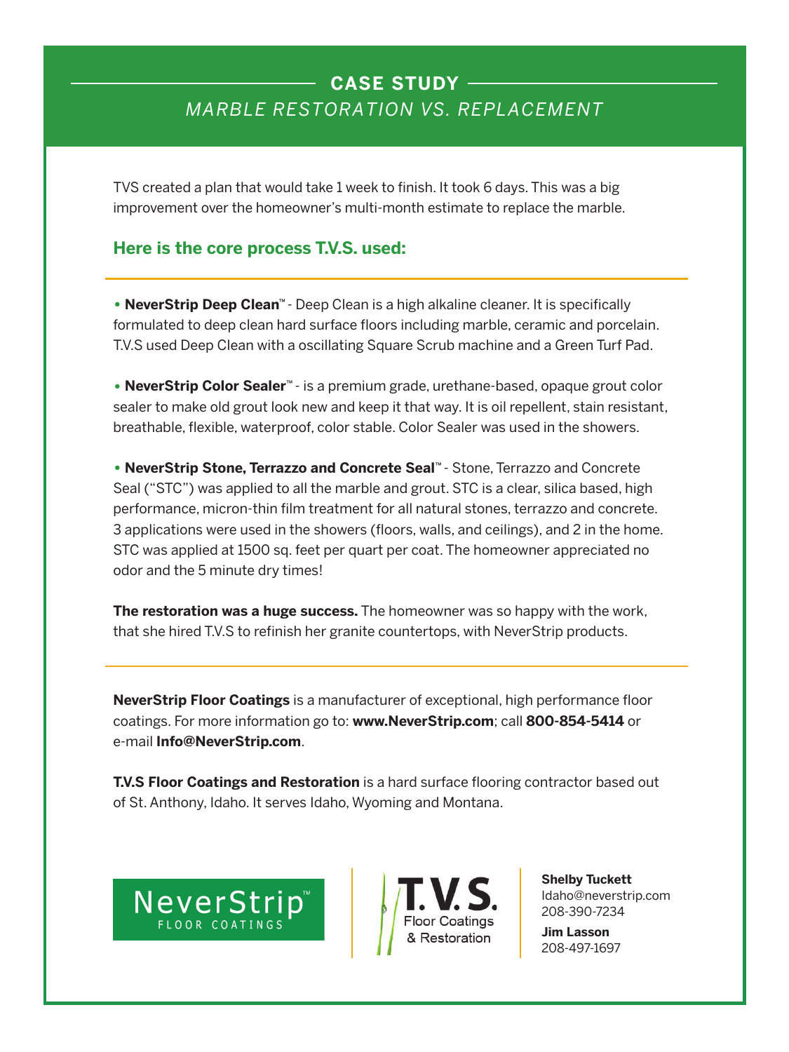## CASE STUDY

*MARBLE RESTORATION VS. REPLACEMENT*

TVS created a plan that would take 1 week to finish. It took 6 days. This was a big improvement over the homeowner's multi-month estimate to replace the marble.

### Here is the core process T.V.S. used:

- **NeverStrip Deep Clean™** - Deep Clean is a high alkaline cleaner. It is specifically formulated to deep clean hard surface floors including marble, ceramic and porcelain. T.V.S used Deep Clean with a oscillating Square Scrub machine and a Green Turf Pad.

- **NeverStrip Color Sealer™** - is a premium grade, urethane-based, opaque grout color sealer to make old grout look new and keep it that way. It is oil repellent, stain resistant, breathable, flexible, waterproof, color stable. Color Sealer was used in the showers.

- **NeverStrip Stone, Terrazzo and Concrete Seal™** - Stone, Terrazzo and Concrete Seal ("STC") was applied to all the marble and grout. STC is a clear, silica based, high performance, micron-thin film treatment for all natural stones, terrazzo and concrete. 3 applications were used in the showers (floors, walls, and ceilings), and 2 in the home. STC was applied at 1500 sq. feet per quart per coat. The homeowner appreciated no odor and the 5 minute dry times!

**The restoration was a huge success.** The homeowner was so happy with the work, that she hired T.V.S to refinish her granite countertops, with NeverStrip products.

**NeverStrip Floor Coatings** is a manufacturer of exceptional, high performance floor coatings. For more information go to: **www.NeverStrip.com**; call **800-854-5414** or e-mail **Info@NeverStrip.com**.

**T.V.S Floor Coatings and Restoration** is a hard surface flooring contractor based out of St. Anthony, Idaho. It serves Idaho, Wyoming and Montana.

NeverStrip™ FLOOR COATINGS

T.V.S. Floor Coatings & Restoration

**Shelby Tuckett**
Idaho@neverstrip.com
208-390-7234

**Jim Lasson**
208-497-1697